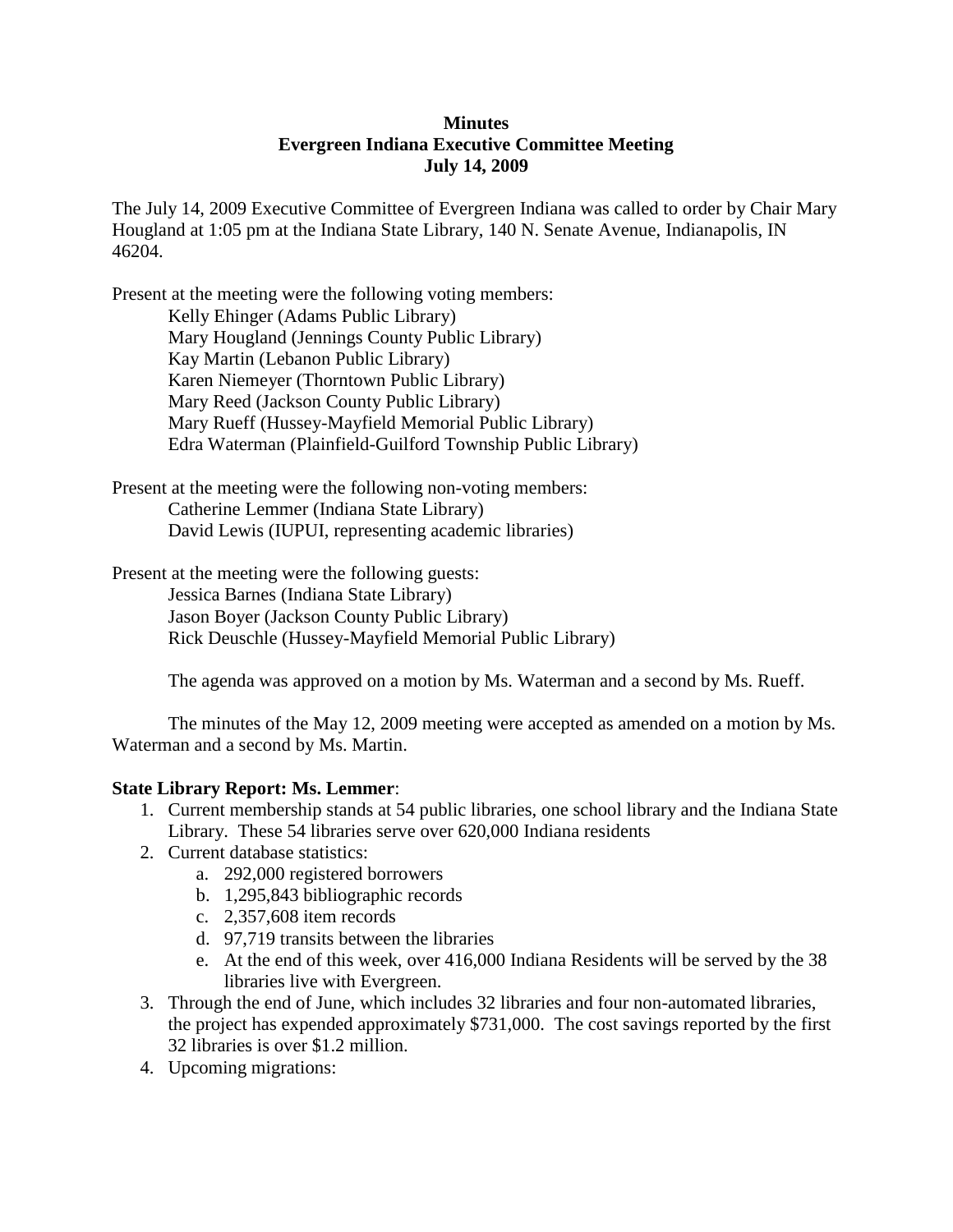**Minutes**
**Evergreen Indiana Executive Committee Meeting**
**July 14, 2009**

The July 14, 2009 Executive Committee of Evergreen Indiana was called to order by Chair Mary Hougland at 1:05 pm at the Indiana State Library, 140 N. Senate Avenue, Indianapolis, IN 46204.

Present at the meeting were the following voting members:

Kelly Ehinger (Adams Public Library)
Mary Hougland (Jennings County Public Library)
Kay Martin (Lebanon Public Library)
Karen Niemeyer (Thorntown Public Library)
Mary Reed (Jackson County Public Library)
Mary Rueff (Hussey-Mayfield Memorial Public Library)
Edra Waterman (Plainfield-Guilford Township Public Library)

Present at the meeting were the following non-voting members:

Catherine Lemmer (Indiana State Library)
David Lewis (IUPUI, representing academic libraries)

Present at the meeting were the following guests:

Jessica Barnes (Indiana State Library)
Jason Boyer (Jackson County Public Library)
Rick Deuschle (Hussey-Mayfield Memorial Public Library)

The agenda was approved on a motion by Ms. Waterman and a second by Ms. Rueff.

The minutes of the May 12, 2009 meeting were accepted as amended on a motion by Ms. Waterman and a second by Ms. Martin.

**State Library Report: Ms. Lemmer**:

1. Current membership stands at 54 public libraries, one school library and the Indiana State Library. These 54 libraries serve over 620,000 Indiana residents
2. Current database statistics:
   a. 292,000 registered borrowers
   b. 1,295,843 bibliographic records
   c. 2,357,608 item records
   d. 97,719 transits between the libraries
   e. At the end of this week, over 416,000 Indiana Residents will be served by the 38 libraries live with Evergreen.
3. Through the end of June, which includes 32 libraries and four non-automated libraries, the project has expended approximately $731,000. The cost savings reported by the first 32 libraries is over $1.2 million.
4. Upcoming migrations: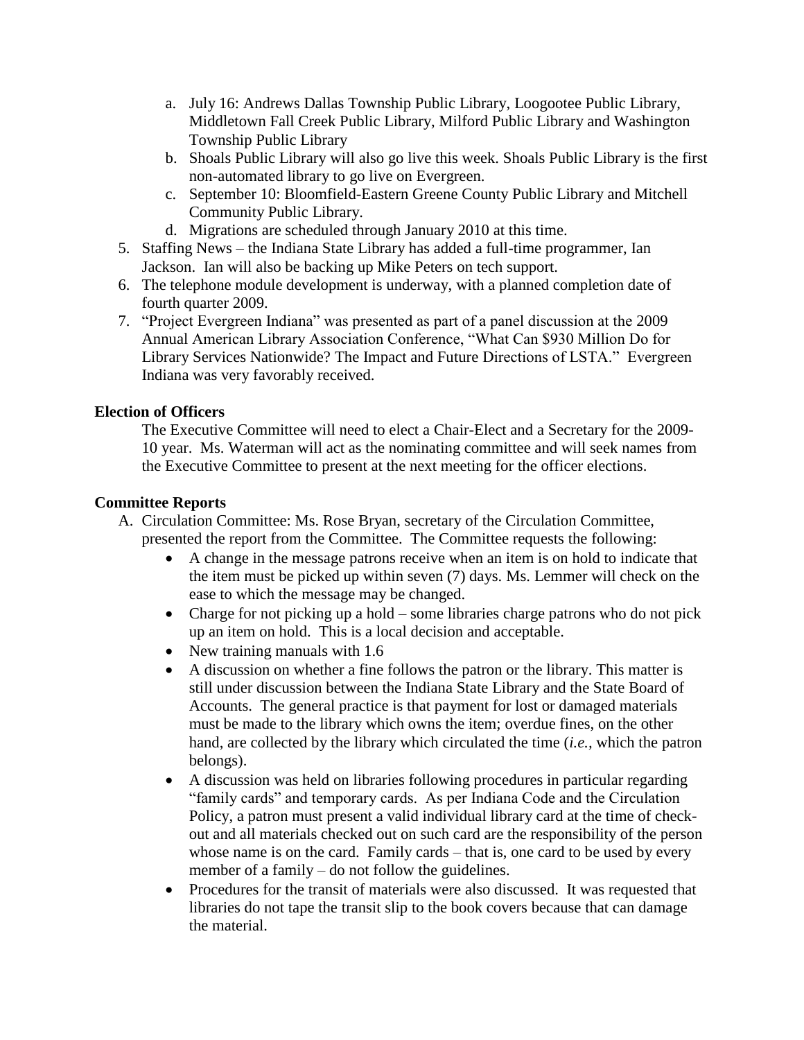a. July 16: Andrews Dallas Township Public Library, Loogootee Public Library, Middletown Fall Creek Public Library, Milford Public Library and Washington Township Public Library
   b. Shoals Public Library will also go live this week. Shoals Public Library is the first non-automated library to go live on Evergreen.
   c. September 10: Bloomfield-Eastern Greene County Public Library and Mitchell Community Public Library.
   d. Migrations are scheduled through January 2010 at this time.
5. Staffing News – the Indiana State Library has added a full-time programmer, Ian Jackson. Ian will also be backing up Mike Peters on tech support.
6. The telephone module development is underway, with a planned completion date of fourth quarter 2009.
7. "Project Evergreen Indiana" was presented as part of a panel discussion at the 2009 Annual American Library Association Conference, "What Can $930 Million Do for Library Services Nationwide? The Impact and Future Directions of LSTA." Evergreen Indiana was very favorably received.

**Election of Officers**

The Executive Committee will need to elect a Chair-Elect and a Secretary for the 2009-10 year. Ms. Waterman will act as the nominating committee and will seek names from the Executive Committee to present at the next meeting for the officer elections.

**Committee Reports**

A. Circulation Committee: Ms. Rose Bryan, secretary of the Circulation Committee, presented the report from the Committee. The Committee requests the following:
   - A change in the message patrons receive when an item is on hold to indicate that the item must be picked up within seven (7) days. Ms. Lemmer will check on the ease to which the message may be changed.
   - Charge for not picking up a hold – some libraries charge patrons who do not pick up an item on hold. This is a local decision and acceptable.
   - New training manuals with 1.6
   - A discussion on whether a fine follows the patron or the library. This matter is still under discussion between the Indiana State Library and the State Board of Accounts. The general practice is that payment for lost or damaged materials must be made to the library which owns the item; overdue fines, on the other hand, are collected by the library which circulated the time (*i.e.,* which the patron belongs).
   - A discussion was held on libraries following procedures in particular regarding "family cards" and temporary cards. As per Indiana Code and the Circulation Policy, a patron must present a valid individual library card at the time of check-out and all materials checked out on such card are the responsibility of the person whose name is on the card. Family cards – that is, one card to be used by every member of a family – do not follow the guidelines.
   - Procedures for the transit of materials were also discussed. It was requested that libraries do not tape the transit slip to the book covers because that can damage the material.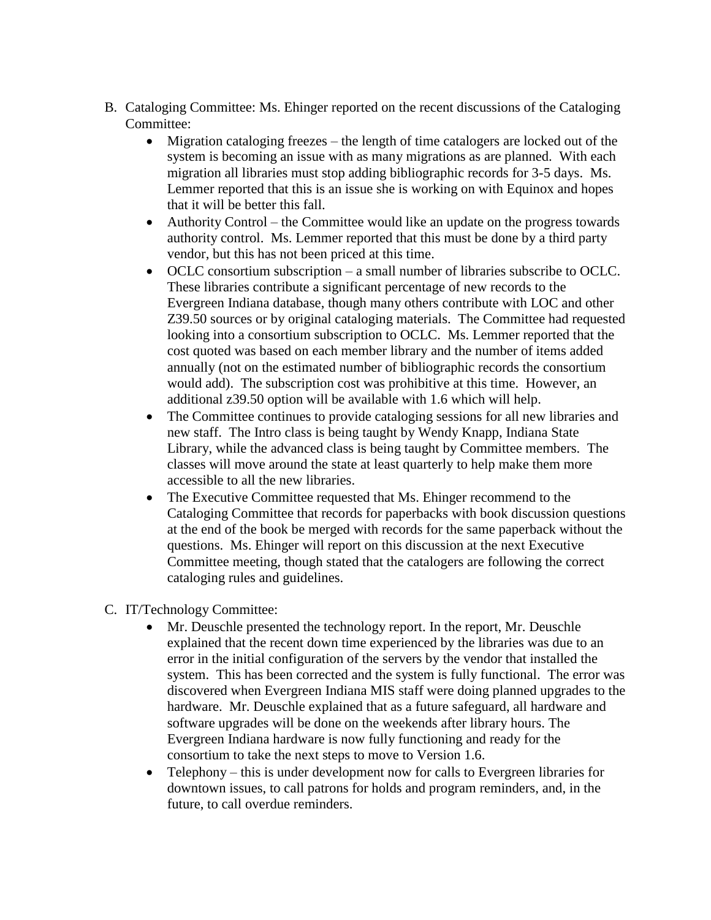B. Cataloging Committee: Ms. Ehinger reported on the recent discussions of the Cataloging Committee:

   - Migration cataloging freezes – the length of time catalogers are locked out of the system is becoming an issue with as many migrations as are planned. With each migration all libraries must stop adding bibliographic records for 3-5 days. Ms. Lemmer reported that this is an issue she is working on with Equinox and hopes that it will be better this fall.
   - Authority Control – the Committee would like an update on the progress towards authority control. Ms. Lemmer reported that this must be done by a third party vendor, but this has not been priced at this time.
   - OCLC consortium subscription – a small number of libraries subscribe to OCLC. These libraries contribute a significant percentage of new records to the Evergreen Indiana database, though many others contribute with LOC and other Z39.50 sources or by original cataloging materials. The Committee had requested looking into a consortium subscription to OCLC. Ms. Lemmer reported that the cost quoted was based on each member library and the number of items added annually (not on the estimated number of bibliographic records the consortium would add). The subscription cost was prohibitive at this time. However, an additional z39.50 option will be available with 1.6 which will help.
   - The Committee continues to provide cataloging sessions for all new libraries and new staff. The Intro class is being taught by Wendy Knapp, Indiana State Library, while the advanced class is being taught by Committee members. The classes will move around the state at least quarterly to help make them more accessible to all the new libraries.
   - The Executive Committee requested that Ms. Ehinger recommend to the Cataloging Committee that records for paperbacks with book discussion questions at the end of the book be merged with records for the same paperback without the questions. Ms. Ehinger will report on this discussion at the next Executive Committee meeting, though stated that the catalogers are following the correct cataloging rules and guidelines.

C. IT/Technology Committee:

   - Mr. Deuschle presented the technology report. In the report, Mr. Deuschle explained that the recent down time experienced by the libraries was due to an error in the initial configuration of the servers by the vendor that installed the system. This has been corrected and the system is fully functional. The error was discovered when Evergreen Indiana MIS staff were doing planned upgrades to the hardware. Mr. Deuschle explained that as a future safeguard, all hardware and software upgrades will be done on the weekends after library hours. The Evergreen Indiana hardware is now fully functioning and ready for the consortium to take the next steps to move to Version 1.6.
   - Telephony – this is under development now for calls to Evergreen libraries for downtown issues, to call patrons for holds and program reminders, and, in the future, to call overdue reminders.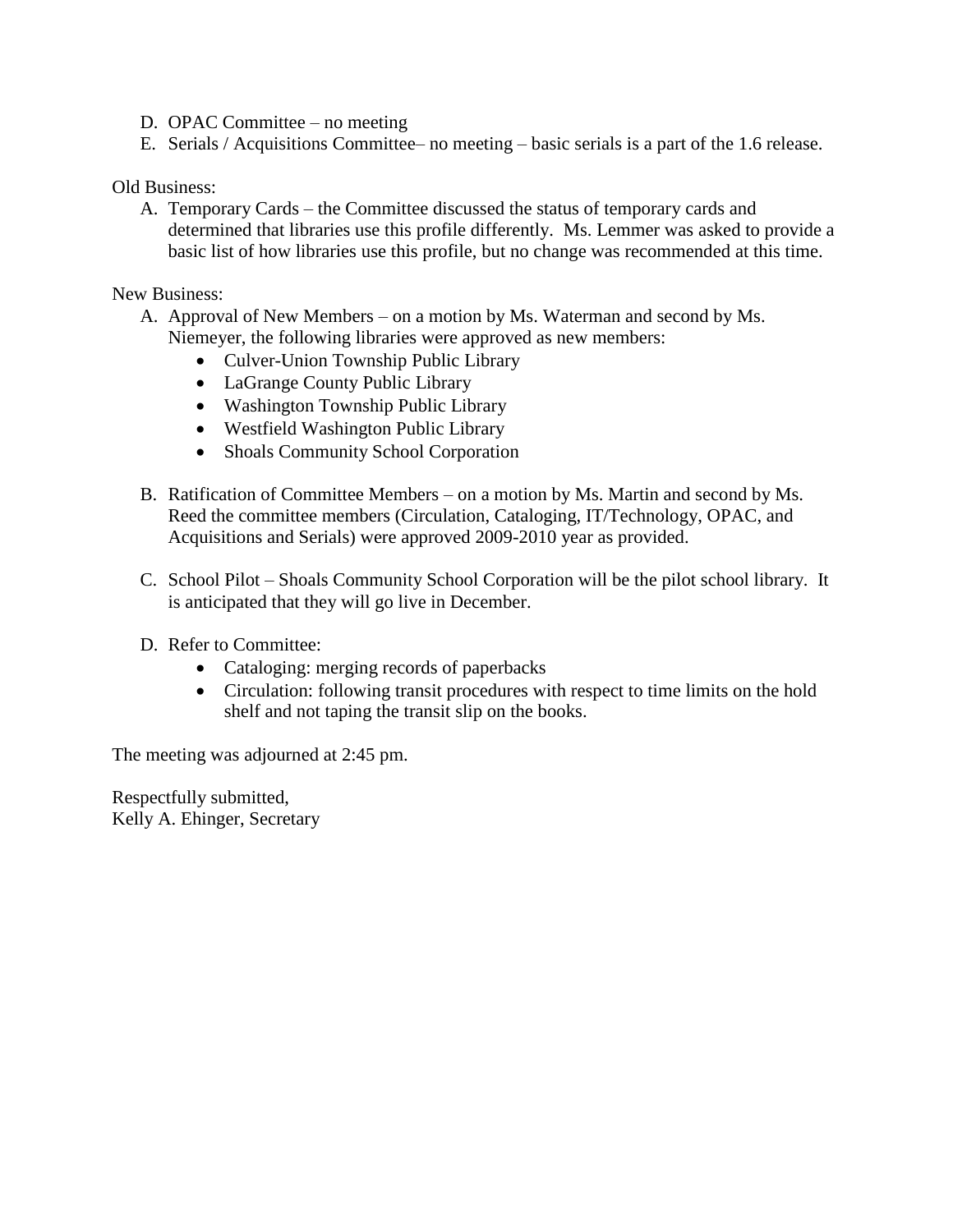D. OPAC Committee – no meeting
E. Serials / Acquisitions Committee– no meeting – basic serials is a part of the 1.6 release.

Old Business:

A. Temporary Cards – the Committee discussed the status of temporary cards and determined that libraries use this profile differently. Ms. Lemmer was asked to provide a basic list of how libraries use this profile, but no change was recommended at this time.

New Business:

A. Approval of New Members – on a motion by Ms. Waterman and second by Ms. Niemeyer, the following libraries were approved as new members:
   - Culver-Union Township Public Library
   - LaGrange County Public Library
   - Washington Township Public Library
   - Westfield Washington Public Library
   - Shoals Community School Corporation

B. Ratification of Committee Members – on a motion by Ms. Martin and second by Ms. Reed the committee members (Circulation, Cataloging, IT/Technology, OPAC, and Acquisitions and Serials) were approved 2009-2010 year as provided.

C. School Pilot – Shoals Community School Corporation will be the pilot school library. It is anticipated that they will go live in December.

D. Refer to Committee:
   - Cataloging: merging records of paperbacks
   - Circulation: following transit procedures with respect to time limits on the hold shelf and not taping the transit slip on the books.

The meeting was adjourned at 2:45 pm.

Respectfully submitted,
Kelly A. Ehinger, Secretary